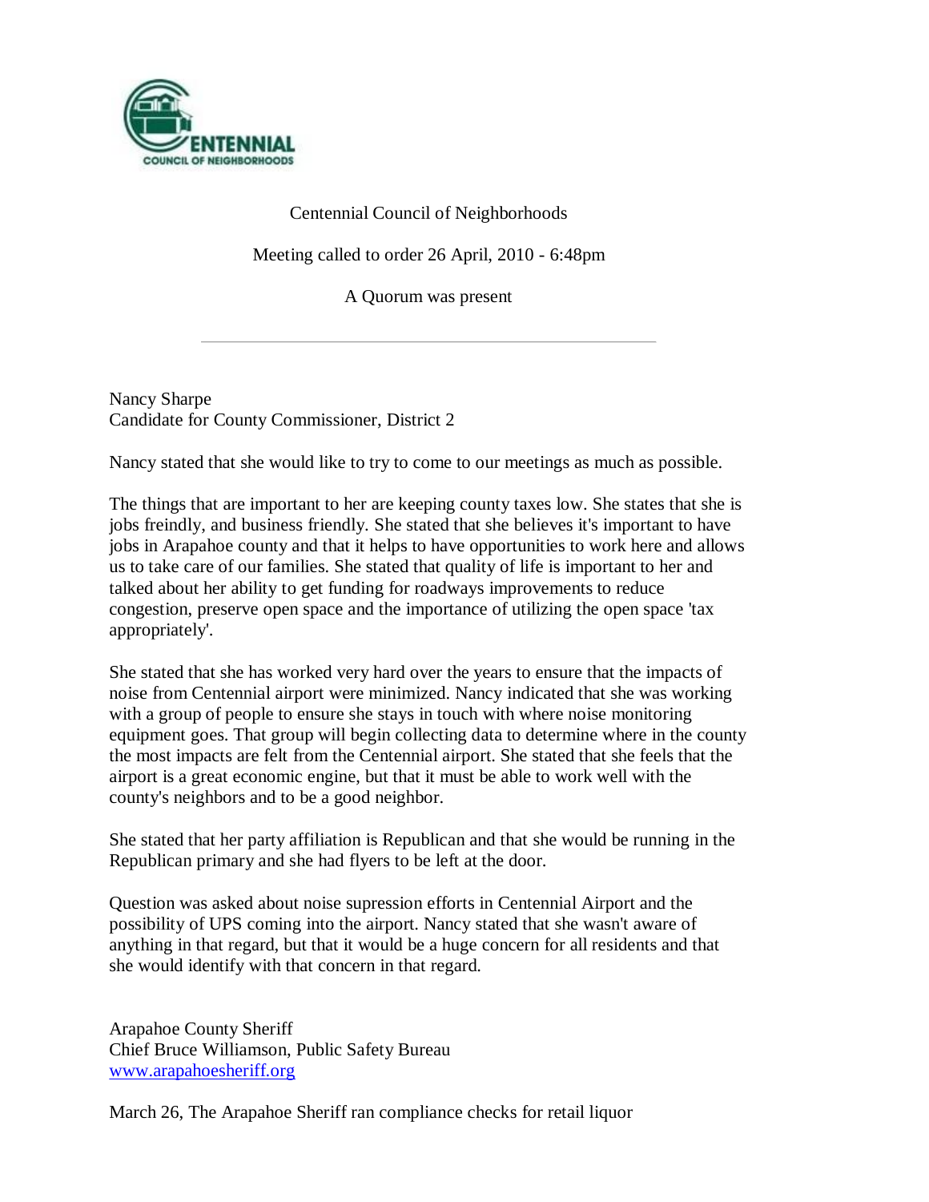Centennial Council of Neighborhoods

Meeting called to order 26 April, 2010 - 6:48pm

A Quorum was present

---

Nancy Sharpe
Candidate for County Commissioner, District 2

Nancy stated that she would like to try to come to our meetings as much as possible.

The things that are important to her are keeping county taxes low. She states that she is jobs freindly, and business friendly. She stated that she believes it's important to have jobs in Arapahoe county and that it helps to have opportunities to work here and allows us to take care of our families. She stated that quality of life is important to her and talked about her ability to get funding for roadways improvements to reduce congestion, preserve open space and the importance of utilizing the open space 'tax appropriately'.

She stated that she has worked very hard over the years to ensure that the impacts of noise from Centennial airport were minimized. Nancy indicated that she was working with a group of people to ensure she stays in touch with where noise monitoring equipment goes. That group will begin collecting data to determine where in the county the most impacts are felt from the Centennial airport. She stated that she feels that the airport is a great economic engine, but that it must be able to work well with the county's neighbors and to be a good neighbor.

She stated that her party affiliation is Republican and that she would be running in the Republican primary and she had flyers to be left at the door.

Question was asked about noise supression efforts in Centennial Airport and the possibility of UPS coming into the airport. Nancy stated that she wasn't aware of anything in that regard, but that it would be a huge concern for all residents and that she would identify with that concern in that regard.

Arapahoe County Sheriff
Chief Bruce Williamson, Public Safety Bureau
www.arapahoesheriff.org

March 26, The Arapahoe Sheriff ran compliance checks for retail liquor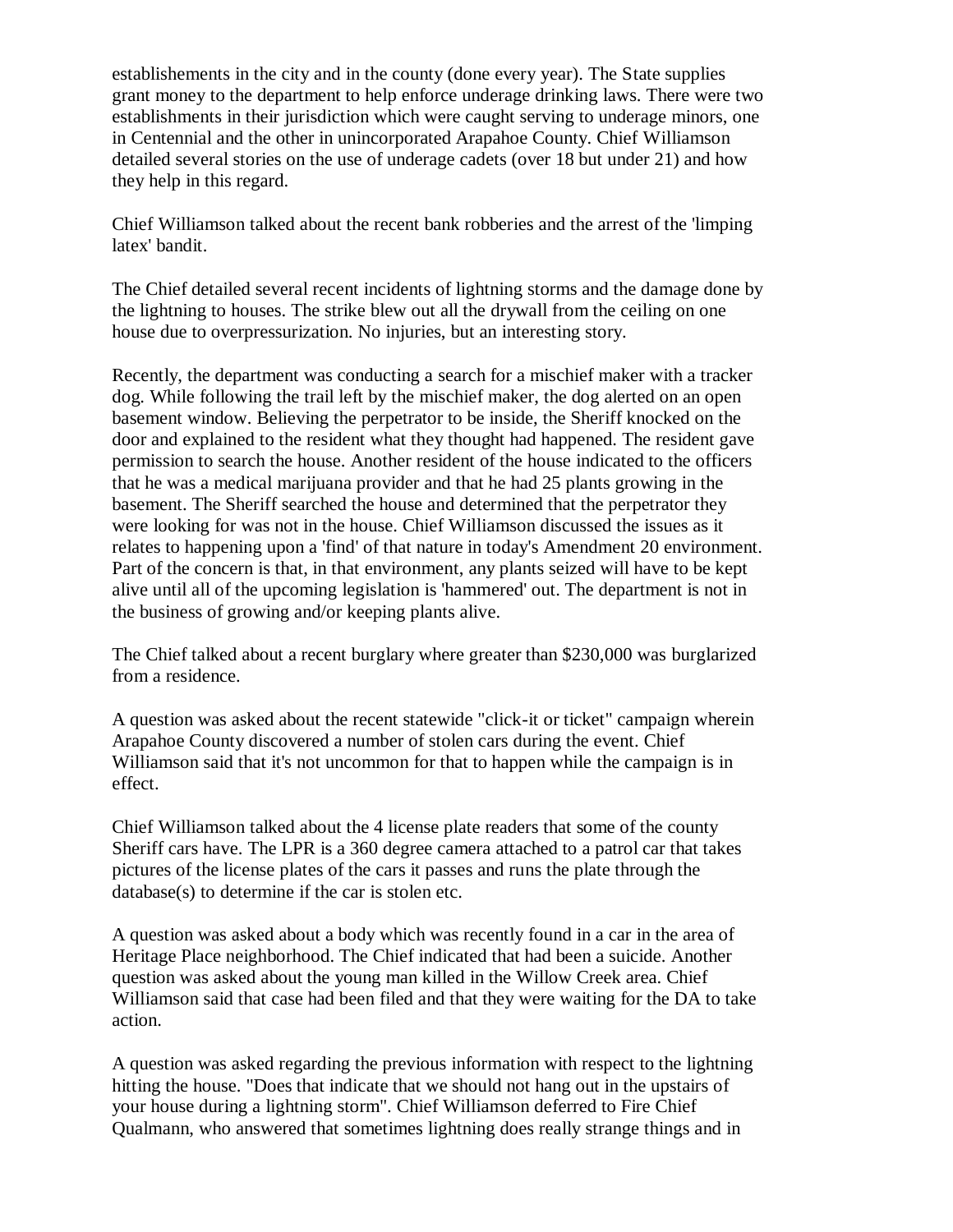establishements in the city and in the county (done every year). The State supplies grant money to the department to help enforce underage drinking laws. There were two establishments in their jurisdiction which were caught serving to underage minors, one in Centennial and the other in unincorporated Arapahoe County. Chief Williamson detailed several stories on the use of underage cadets (over 18 but under 21) and how they help in this regard.

Chief Williamson talked about the recent bank robberies and the arrest of the 'limping latex' bandit.

The Chief detailed several recent incidents of lightning storms and the damage done by the lightning to houses. The strike blew out all the drywall from the ceiling on one house due to overpressurization. No injuries, but an interesting story.

Recently, the department was conducting a search for a mischief maker with a tracker dog. While following the trail left by the mischief maker, the dog alerted on an open basement window. Believing the perpetrator to be inside, the Sheriff knocked on the door and explained to the resident what they thought had happened. The resident gave permission to search the house. Another resident of the house indicated to the officers that he was a medical marijuana provider and that he had 25 plants growing in the basement. The Sheriff searched the house and determined that the perpetrator they were looking for was not in the house. Chief Williamson discussed the issues as it relates to happening upon a 'find' of that nature in today's Amendment 20 environment. Part of the concern is that, in that environment, any plants seized will have to be kept alive until all of the upcoming legislation is 'hammered' out. The department is not in the business of growing and/or keeping plants alive.

The Chief talked about a recent burglary where greater than $230,000 was burglarized from a residence.

A question was asked about the recent statewide "click-it or ticket" campaign wherein Arapahoe County discovered a number of stolen cars during the event. Chief Williamson said that it's not uncommon for that to happen while the campaign is in effect.

Chief Williamson talked about the 4 license plate readers that some of the county Sheriff cars have. The LPR is a 360 degree camera attached to a patrol car that takes pictures of the license plates of the cars it passes and runs the plate through the database(s) to determine if the car is stolen etc.

A question was asked about a body which was recently found in a car in the area of Heritage Place neighborhood. The Chief indicated that had been a suicide. Another question was asked about the young man killed in the Willow Creek area. Chief Williamson said that case had been filed and that they were waiting for the DA to take action.

A question was asked regarding the previous information with respect to the lightning hitting the house. "Does that indicate that we should not hang out in the upstairs of your house during a lightning storm". Chief Williamson deferred to Fire Chief Qualmann, who answered that sometimes lightning does really strange things and in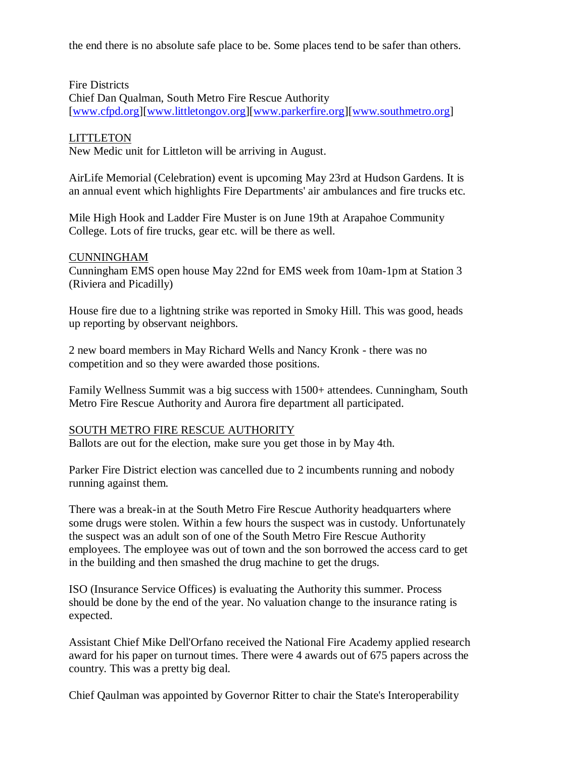the end there is no absolute safe place to be. Some places tend to be safer than others.

Fire Districts
Chief Dan Qualman, South Metro Fire Rescue Authority
[www.cfpd.org][www.littletongov.org][www.parkerfire.org][www.southmetro.org]

LITTLETON
New Medic unit for Littleton will be arriving in August.

AirLife Memorial (Celebration) event is upcoming May 23rd at Hudson Gardens. It is an annual event which highlights Fire Departments' air ambulances and fire trucks etc.

Mile High Hook and Ladder Fire Muster is on June 19th at Arapahoe Community College. Lots of fire trucks, gear etc. will be there as well.

CUNNINGHAM
Cunningham EMS open house May 22nd for EMS week from 10am-1pm at Station 3 (Riviera and Picadilly)

House fire due to a lightning strike was reported in Smoky Hill. This was good, heads up reporting by observant neighbors.

2 new board members in May Richard Wells and Nancy Kronk - there was no competition and so they were awarded those positions.

Family Wellness Summit was a big success with 1500+ attendees. Cunningham, South Metro Fire Rescue Authority and Aurora fire department all participated.

SOUTH METRO FIRE RESCUE AUTHORITY
Ballots are out for the election, make sure you get those in by May 4th.

Parker Fire District election was cancelled due to 2 incumbents running and nobody running against them.

There was a break-in at the South Metro Fire Rescue Authority headquarters where some drugs were stolen. Within a few hours the suspect was in custody. Unfortunately the suspect was an adult son of one of the South Metro Fire Rescue Authority employees. The employee was out of town and the son borrowed the access card to get in the building and then smashed the drug machine to get the drugs.

ISO (Insurance Service Offices) is evaluating the Authority this summer. Process should be done by the end of the year. No valuation change to the insurance rating is expected.

Assistant Chief Mike Dell'Orfano received the National Fire Academy applied research award for his paper on turnout times. There were 4 awards out of 675 papers across the country. This was a pretty big deal.

Chief Qaulman was appointed by Governor Ritter to chair the State's Interoperability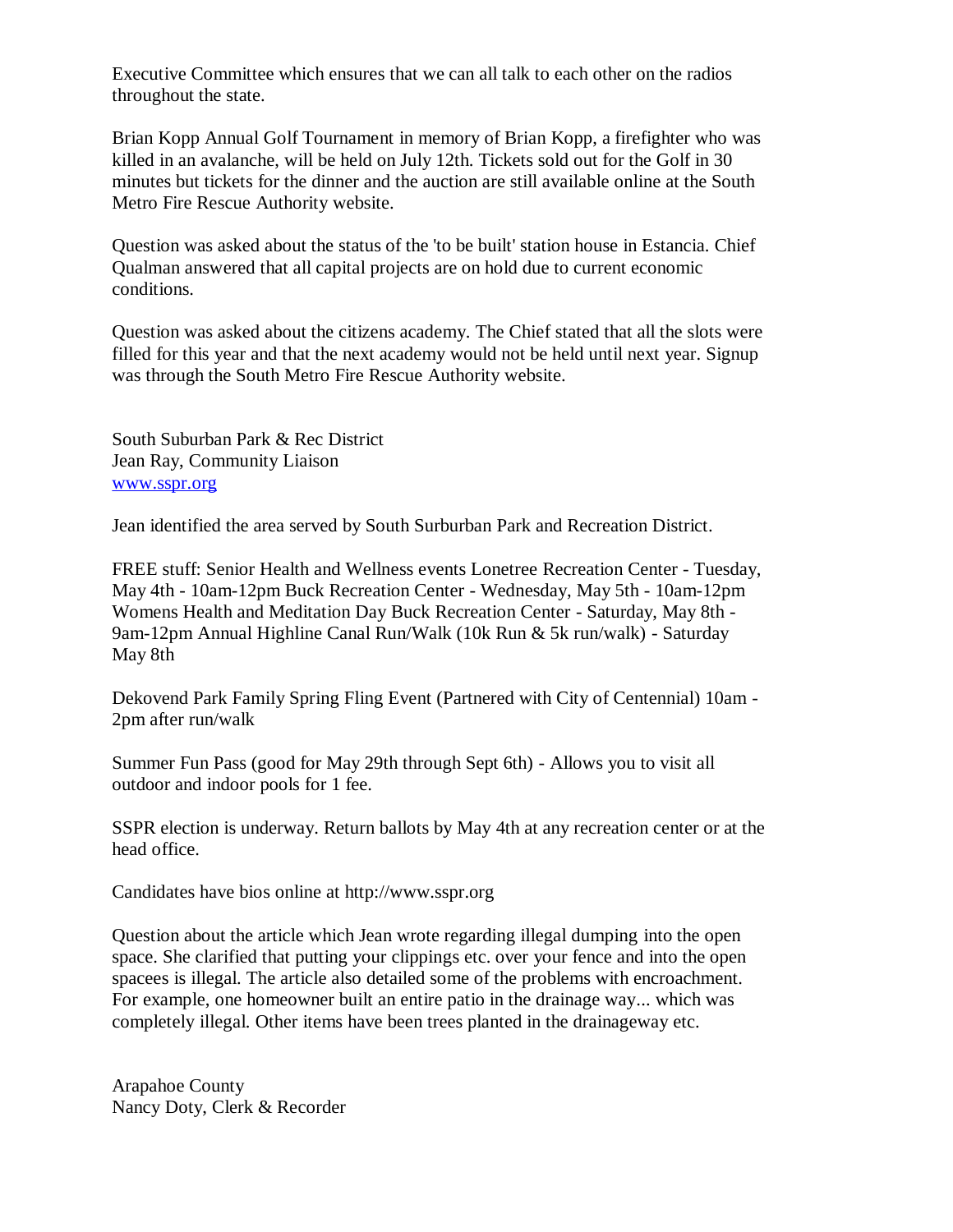Executive Committee which ensures that we can all talk to each other on the radios throughout the state.

Brian Kopp Annual Golf Tournament in memory of Brian Kopp, a firefighter who was killed in an avalanche, will be held on July 12th. Tickets sold out for the Golf in 30 minutes but tickets for the dinner and the auction are still available online at the South Metro Fire Rescue Authority website.

Question was asked about the status of the 'to be built' station house in Estancia. Chief Qualman answered that all capital projects are on hold due to current economic conditions.

Question was asked about the citizens academy. The Chief stated that all the slots were filled for this year and that the next academy would not be held until next year. Signup was through the South Metro Fire Rescue Authority website.

South Suburban Park & Rec District
Jean Ray, Community Liaison
www.sspr.org

Jean identified the area served by South Surburban Park and Recreation District.

FREE stuff: Senior Health and Wellness events Lonetree Recreation Center - Tuesday, May 4th - 10am-12pm Buck Recreation Center - Wednesday, May 5th - 10am-12pm Womens Health and Meditation Day Buck Recreation Center - Saturday, May 8th - 9am-12pm Annual Highline Canal Run/Walk (10k Run & 5k run/walk) - Saturday May 8th

Dekovend Park Family Spring Fling Event (Partnered with City of Centennial) 10am - 2pm after run/walk

Summer Fun Pass (good for May 29th through Sept 6th) - Allows you to visit all outdoor and indoor pools for 1 fee.

SSPR election is underway. Return ballots by May 4th at any recreation center or at the head office.

Candidates have bios online at http://www.sspr.org

Question about the article which Jean wrote regarding illegal dumping into the open space. She clarified that putting your clippings etc. over your fence and into the open spacees is illegal. The article also detailed some of the problems with encroachment. For example, one homeowner built an entire patio in the drainage way... which was completely illegal. Other items have been trees planted in the drainageway etc.

Arapahoe County
Nancy Doty, Clerk & Recorder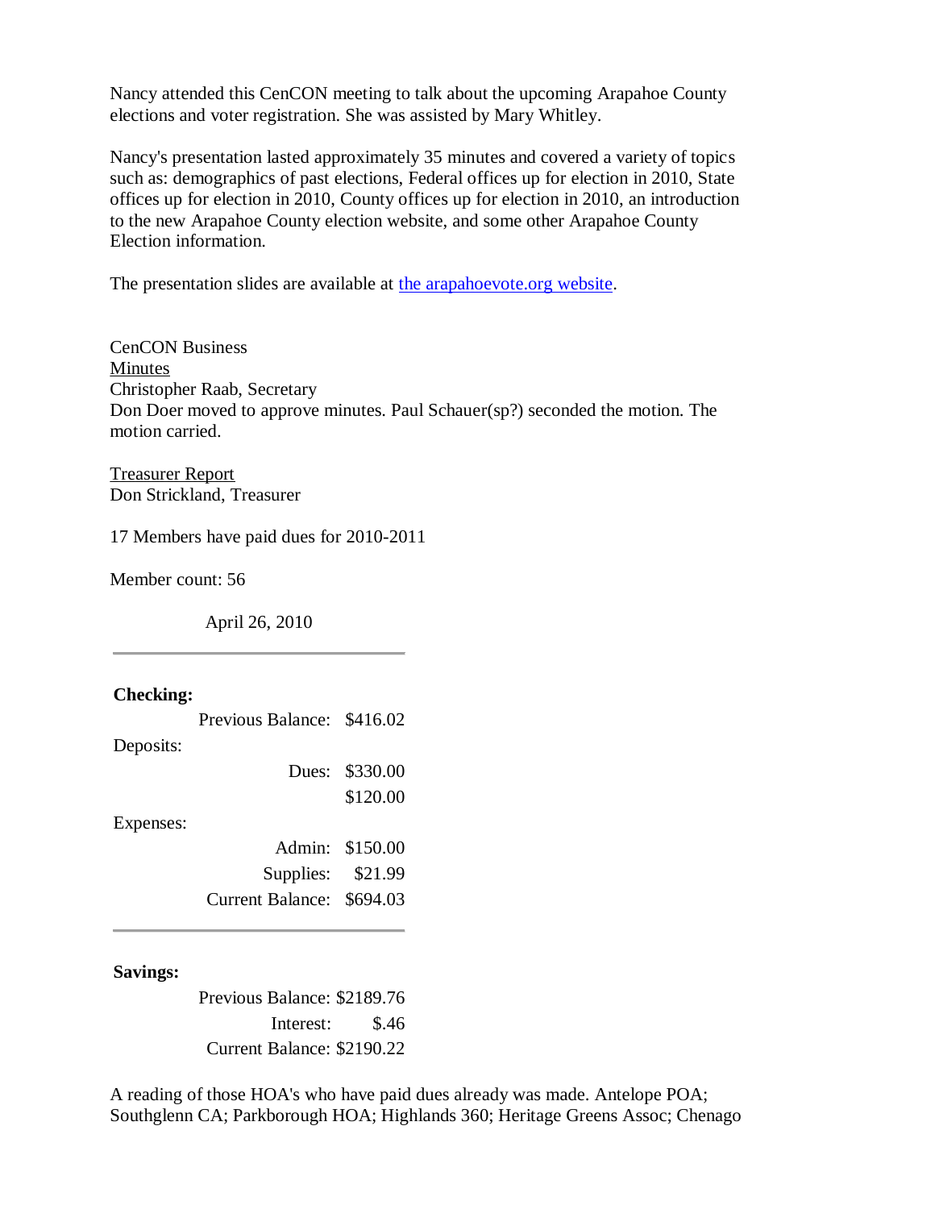Nancy attended this CenCON meeting to talk about the upcoming Arapahoe County elections and voter registration. She was assisted by Mary Whitley.

Nancy's presentation lasted approximately 35 minutes and covered a variety of topics such as: demographics of past elections, Federal offices up for election in 2010, State offices up for election in 2010, County offices up for election in 2010, an introduction to the new Arapahoe County election website, and some other Arapahoe County Election information.

The presentation slides are available at [the arapahoevote.org website](the arapahoevote.org website).

CenCON Business
Minutes
Christopher Raab, Secretary
Don Doer moved to approve minutes. Paul Schauer(sp?) seconded the motion. The motion carried.

Treasurer Report
Don Strickland, Treasurer

17 Members have paid dues for 2010-2011

Member count: 56

April 26, 2010

---

**Checking:**

| | | |
|---|---|---|
| | Previous Balance: | $416.02 |
| Deposits: | | |
| | Dues: | $330.00 |
| | | $120.00 |
| Expenses: | | |
| | Admin: | $150.00 |
| | Supplies: | $21.99 |
| | Current Balance: | $694.03 |

---

**Savings:**

| | |
|---|---|
| Previous Balance: | $2189.76 |
| Interest: | $.46 |
| Current Balance: | $2190.22 |

A reading of those HOA's who have paid dues already was made. Antelope POA; Southglenn CA; Parkborough HOA; Highlands 360; Heritage Greens Assoc; Chenago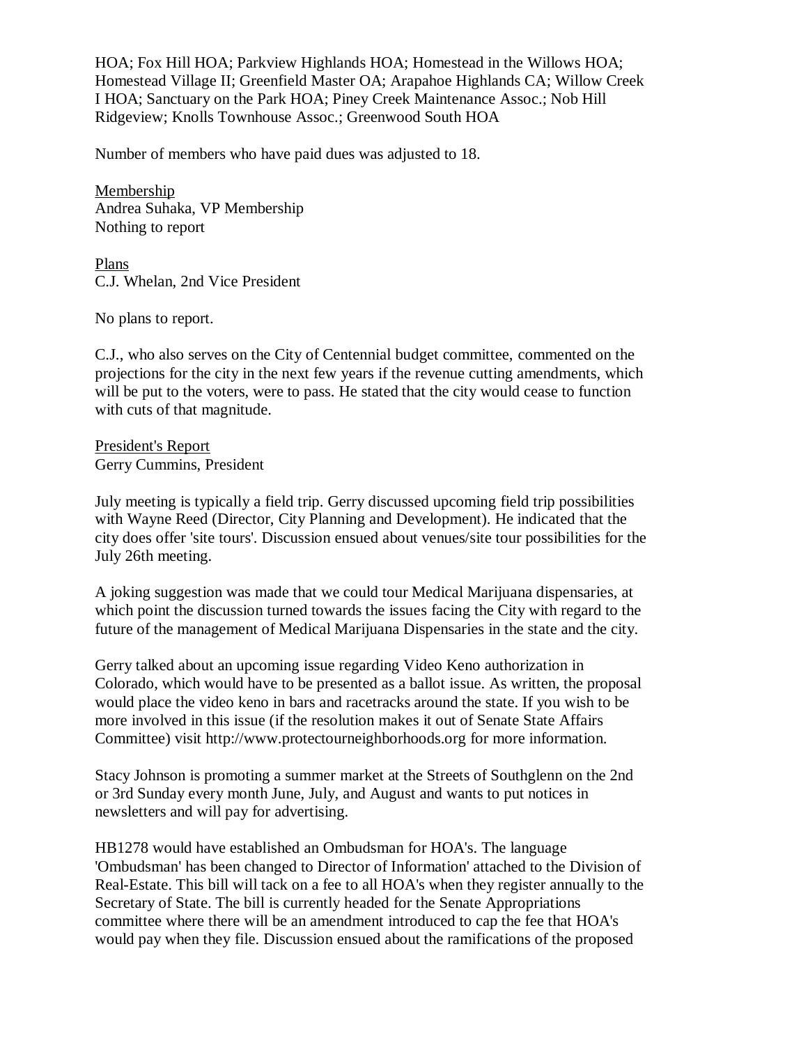HOA; Fox Hill HOA; Parkview Highlands HOA; Homestead in the Willows HOA; Homestead Village II; Greenfield Master OA; Arapahoe Highlands CA; Willow Creek I HOA; Sanctuary on the Park HOA; Piney Creek Maintenance Assoc.; Nob Hill Ridgeview; Knolls Townhouse Assoc.; Greenwood South HOA

Number of members who have paid dues was adjusted to 18.

Membership
Andrea Suhaka, VP Membership
Nothing to report

Plans
C.J. Whelan, 2nd Vice President

No plans to report.

C.J., who also serves on the City of Centennial budget committee, commented on the projections for the city in the next few years if the revenue cutting amendments, which will be put to the voters, were to pass. He stated that the city would cease to function with cuts of that magnitude.

President's Report
Gerry Cummins, President

July meeting is typically a field trip. Gerry discussed upcoming field trip possibilities with Wayne Reed (Director, City Planning and Development). He indicated that the city does offer 'site tours'. Discussion ensued about venues/site tour possibilities for the July 26th meeting.

A joking suggestion was made that we could tour Medical Marijuana dispensaries, at which point the discussion turned towards the issues facing the City with regard to the future of the management of Medical Marijuana Dispensaries in the state and the city.

Gerry talked about an upcoming issue regarding Video Keno authorization in Colorado, which would have to be presented as a ballot issue. As written, the proposal would place the video keno in bars and racetracks around the state. If you wish to be more involved in this issue (if the resolution makes it out of Senate State Affairs Committee) visit http://www.protectourneighborhoods.org for more information.

Stacy Johnson is promoting a summer market at the Streets of Southglenn on the 2nd or 3rd Sunday every month June, July, and August and wants to put notices in newsletters and will pay for advertising.

HB1278 would have established an Ombudsman for HOA's. The language 'Ombudsman' has been changed to Director of Information' attached to the Division of Real-Estate. This bill will tack on a fee to all HOA's when they register annually to the Secretary of State. The bill is currently headed for the Senate Appropriations committee where there will be an amendment introduced to cap the fee that HOA's would pay when they file. Discussion ensued about the ramifications of the proposed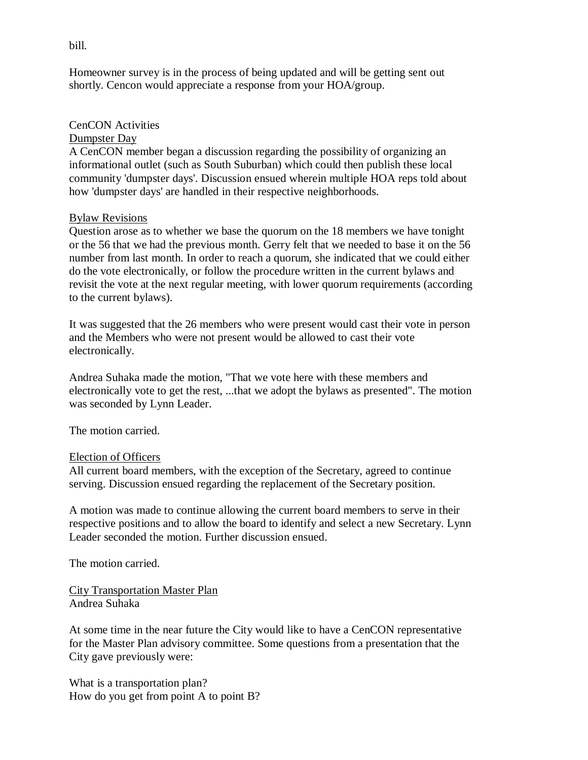bill.

Homeowner survey is in the process of being updated and will be getting sent out shortly. Cencon would appreciate a response from your HOA/group.

CenCON Activities

Dumpster Day

A CenCON member began a discussion regarding the possibility of organizing an informational outlet (such as South Suburban) which could then publish these local community 'dumpster days'. Discussion ensued wherein multiple HOA reps told about how 'dumpster days' are handled in their respective neighborhoods.

Bylaw Revisions

Question arose as to whether we base the quorum on the 18 members we have tonight or the 56 that we had the previous month. Gerry felt that we needed to base it on the 56 number from last month. In order to reach a quorum, she indicated that we could either do the vote electronically, or follow the procedure written in the current bylaws and revisit the vote at the next regular meeting, with lower quorum requirements (according to the current bylaws).

It was suggested that the 26 members who were present would cast their vote in person and the Members who were not present would be allowed to cast their vote electronically.

Andrea Suhaka made the motion, "That we vote here with these members and electronically vote to get the rest, ...that we adopt the bylaws as presented". The motion was seconded by Lynn Leader.

The motion carried.

Election of Officers

All current board members, with the exception of the Secretary, agreed to continue serving. Discussion ensued regarding the replacement of the Secretary position.

A motion was made to continue allowing the current board members to serve in their respective positions and to allow the board to identify and select a new Secretary. Lynn Leader seconded the motion. Further discussion ensued.

The motion carried.

City Transportation Master Plan

Andrea Suhaka

At some time in the near future the City would like to have a CenCON representative for the Master Plan advisory committee. Some questions from a presentation that the City gave previously were:

What is a transportation plan?  
How do you get from point A to point B?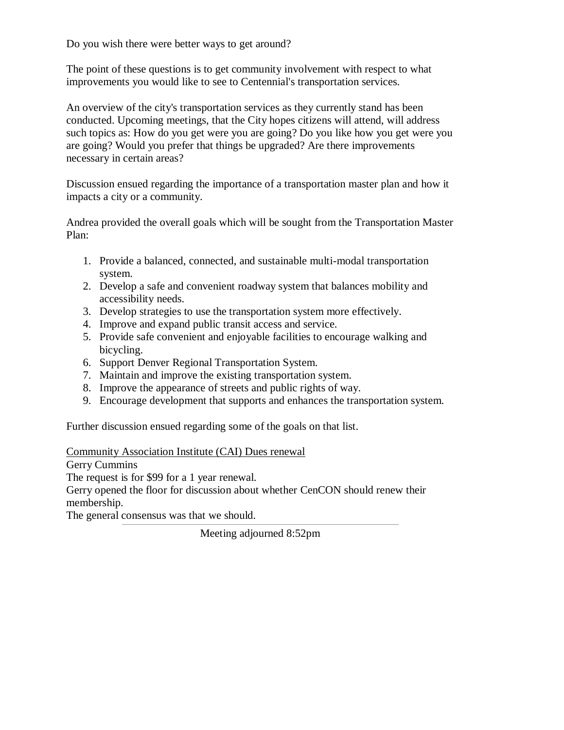Do you wish there were better ways to get around?

The point of these questions is to get community involvement with respect to what improvements you would like to see to Centennial's transportation services.

An overview of the city's transportation services as they currently stand has been conducted. Upcoming meetings, that the City hopes citizens will attend, will address such topics as: How do you get were you are going? Do you like how you get were you are going? Would you prefer that things be upgraded? Are there improvements necessary in certain areas?

Discussion ensued regarding the importance of a transportation master plan and how it impacts a city or a community.

Andrea provided the overall goals which will be sought from the Transportation Master Plan:

1. Provide a balanced, connected, and sustainable multi-modal transportation system.
2. Develop a safe and convenient roadway system that balances mobility and accessibility needs.
3. Develop strategies to use the transportation system more effectively.
4. Improve and expand public transit access and service.
5. Provide safe convenient and enjoyable facilities to encourage walking and bicycling.
6. Support Denver Regional Transportation System.
7. Maintain and improve the existing transportation system.
8. Improve the appearance of streets and public rights of way.
9. Encourage development that supports and enhances the transportation system.

Further discussion ensued regarding some of the goals on that list.

<u>Community Association Institute (CAI) Dues renewal</u>
Gerry Cummins
The request is for $99 for a 1 year renewal.
Gerry opened the floor for discussion about whether CenCON should renew their membership.
The general consensus was that we should.

---

Meeting adjourned 8:52pm